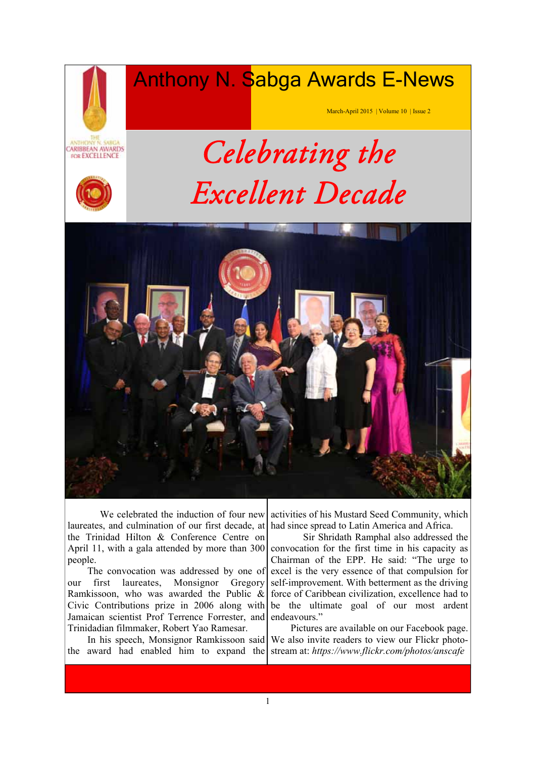# Anthony N. Sabga Awards E-News

March-April 2015 | Volume 10 | Issue 2

## *Celebrating the Excellent Decade*

We celebrated the induction of four new laureates, and culmination of our first decade, at the Trinidad Hilton & Conference Centre on April 11, with a gala attended by more than 300 people.

The convocation was addressed by one of our first laureates, Monsignor Gregory Ramkissoon, who was awarded the Public & Civic Contributions prize in 2006 along with Jamaican scientist Prof Terrence Forrester, and Trinidadian filmmaker, Robert Yao Ramesar.

In his speech, Monsignor Ramkissoon said the award had enabled him to expand the activities of his Mustard Seed Community, which had since spread to Latin America and Africa.

Sir Shridath Ramphal also addressed the convocation for the first time in his capacity as Chairman of the EPP. He said: "The urge to excel is the very essence of that compulsion for self-improvement. With betterment as the driving force of Caribbean civilization, excellence had to be the ultimate goal of our most ardent endeavours."

Pictures are available on our Facebook page. We also invite readers to view our Flickr photo-stream at: *https://www.flickr.com/photos/anscafe*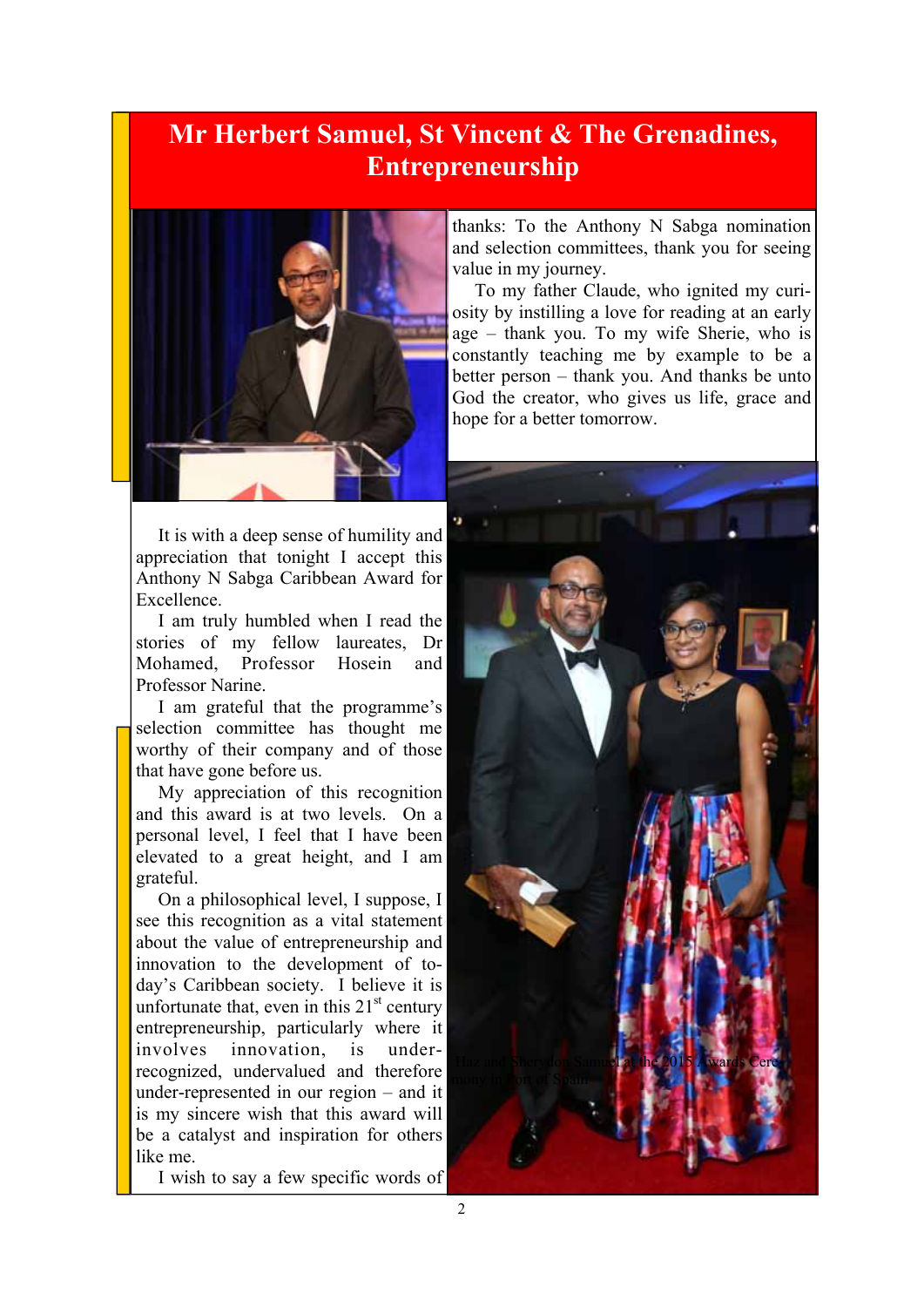# Mr Herbert Samuel, St Vincent & The Grenadines, Entrepreneurship

It is with a deep sense of humility and appreciation that tonight I accept this Anthony N Sabga Caribbean Award for Excellence.

I am truly humbled when I read the stories of my fellow laureates, Dr Mohamed, Professor Hosein and Professor Narine.

I am grateful that the programme's selection committee has thought me worthy of their company and of those that have gone before us.

My appreciation of this recognition and this award is at two levels. On a personal level, I feel that I have been elevated to a great height, and I am grateful.

On a philosophical level, I suppose, I see this recognition as a vital statement about the value of entrepreneurship and innovation to the development of today's Caribbean society. I believe it is unfortunate that, even in this 21st century entrepreneurship, particularly where it involves innovation, is under-recognized, undervalued and therefore under-represented in our region – and it is my sincere wish that this award will be a catalyst and inspiration for others like me.

I wish to say a few specific words of thanks: To the Anthony N Sabga nomination and selection committees, thank you for seeing value in my journey.

To my father Claude, who ignited my curiosity by instilling a love for reading at an early age – thank you. To my wife Sherie, who is constantly teaching me by example to be a better person – thank you. And thanks be unto God the creator, who gives us life, grace and hope for a better tomorrow.

Haz and Sherydon Samuel at the 2015 Awards Ceremony in Port of Spain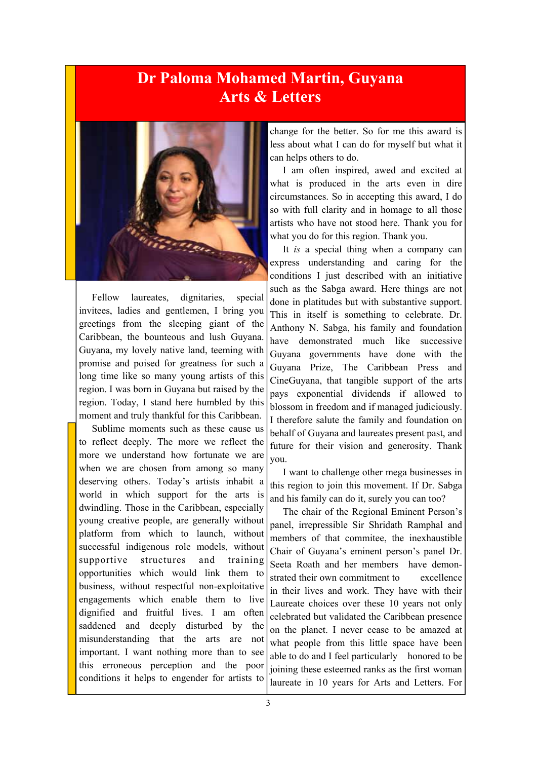# Dr Paloma Mohamed Martin, Guyana
## Arts & Letters

Fellow laureates, dignitaries, special invitees, ladies and gentlemen, I bring you greetings from the sleeping giant of the Caribbean, the bounteous and lush Guyana. Guyana, my lovely native land, teeming with promise and poised for greatness for such a long time like so many young artists of this region. I was born in Guyana but raised by the region. Today, I stand here humbled by this moment and truly thankful for this Caribbean.

Sublime moments such as these cause us to reflect deeply. The more we reflect the more we understand how fortunate we are when we are chosen from among so many deserving others. Today's artists inhabit a world in which support for the arts is dwindling. Those in the Caribbean, especially young creative people, are generally without platform from which to launch, without successful indigenous role models, without supportive structures and training opportunities which would link them to business, without respectful non-exploitative engagements which enable them to live dignified and fruitful lives. I am often saddened and deeply disturbed by the misunderstanding that the arts are not important. I want nothing more than to see this erroneous perception and the poor conditions it helps to engender for artists to change for the better. So for me this award is less about what I can do for myself but what it can helps others to do.

I am often inspired, awed and excited at what is produced in the arts even in dire circumstances. So in accepting this award, I do so with full clarity and in homage to all those artists who have not stood here. Thank you for what you do for this region. Thank you.

It *is* a special thing when a company can express understanding and caring for the conditions I just described with an initiative such as the Sabga award. Here things are not done in platitudes but with substantive support. This in itself is something to celebrate. Dr. Anthony N. Sabga, his family and foundation have demonstrated much like successive Guyana governments have done with the Guyana Prize, The Caribbean Press and CineGuyana, that tangible support of the arts pays exponential dividends if allowed to blossom in freedom and if managed judiciously. I therefore salute the family and foundation on behalf of Guyana and laureates present past, and future for their vision and generosity. Thank you.

I want to challenge other mega businesses in this region to join this movement. If Dr. Sabga and his family can do it, surely you can too?

The chair of the Regional Eminent Person's panel, irrepressible Sir Shridath Ramphal and members of that commitee, the inexhaustible Chair of Guyana's eminent person's panel Dr. Seeta Roath and her members have demonstrated their own commitment to excellence in their lives and work. They have with their Laureate choices over these 10 years not only celebrated but validated the Caribbean presence on the planet. I never cease to be amazed at what people from this little space have been able to do and I feel particularly honored to be joining these esteemed ranks as the first woman laureate in 10 years for Arts and Letters. For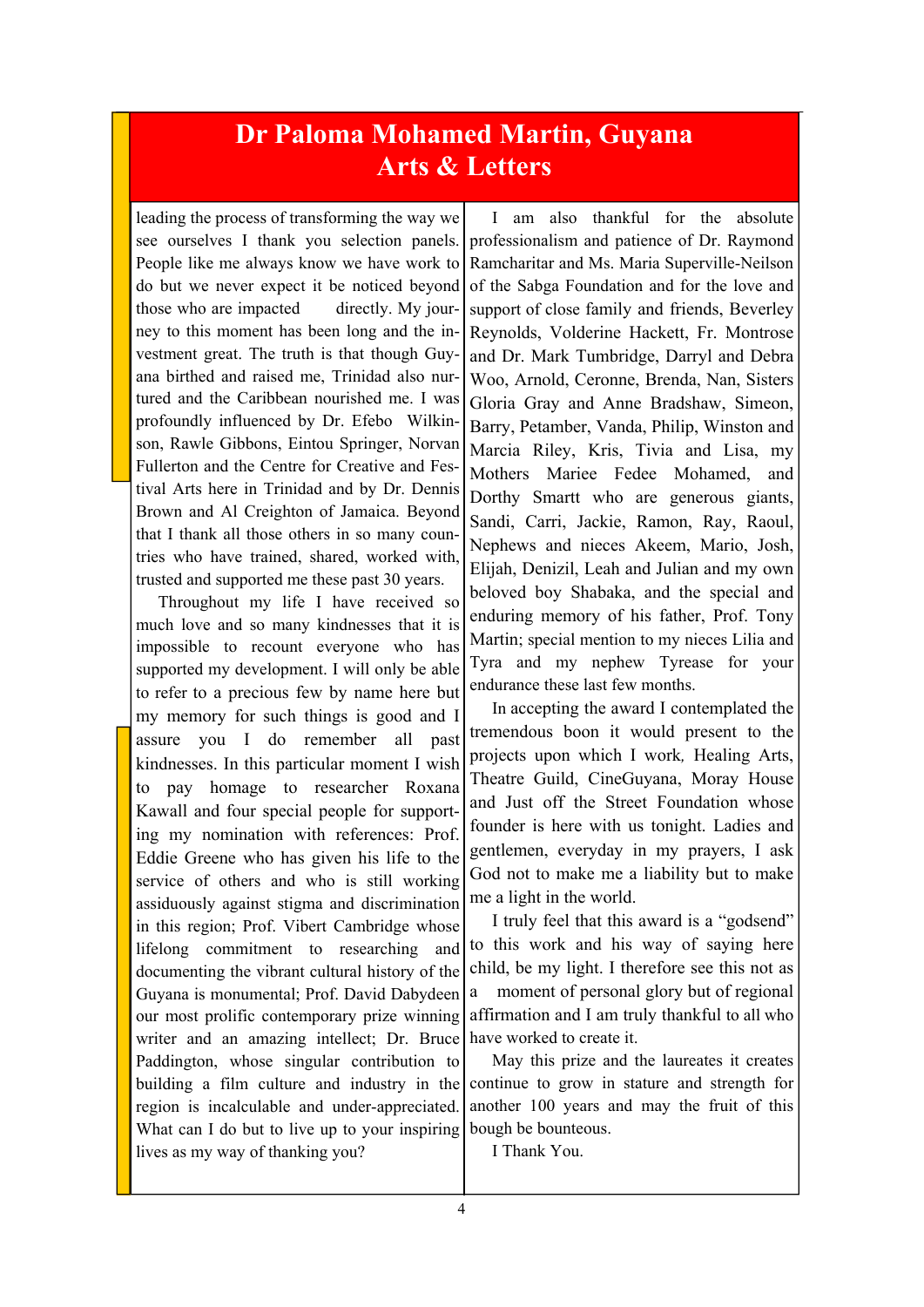# Dr Paloma Mohamed Martin, Guyana
## Arts & Letters

leading the process of transforming the way we see ourselves I thank you selection panels. People like me always know we have work to do but we never expect it be noticed beyond those who are impacted directly. My journey to this moment has been long and the investment great. The truth is that though Guyana birthed and raised me, Trinidad also nurtured and the Caribbean nourished me. I was profoundly influenced by Dr. Efebo Wilkinson, Rawle Gibbons, Eintou Springer, Norvan Fullerton and the Centre for Creative and Festival Arts here in Trinidad and by Dr. Dennis Brown and Al Creighton of Jamaica. Beyond that I thank all those others in so many countries who have trained, shared, worked with, trusted and supported me these past 30 years.

Throughout my life I have received so much love and so many kindnesses that it is impossible to recount everyone who has supported my development. I will only be able to refer to a precious few by name here but my memory for such things is good and I assure you I do remember all past kindnesses. In this particular moment I wish to pay homage to researcher Roxana Kawall and four special people for supporting my nomination with references: Prof. Eddie Greene who has given his life to the service of others and who is still working assiduously against stigma and discrimination in this region; Prof. Vibert Cambridge whose lifelong commitment to researching and documenting the vibrant cultural history of the Guyana is monumental; Prof. David Dabydeen our most prolific contemporary prize winning writer and an amazing intellect; Dr. Bruce Paddington, whose singular contribution to building a film culture and industry in the region is incalculable and under-appreciated. What can I do but to live up to your inspiring lives as my way of thanking you?

I am also thankful for the absolute professionalism and patience of Dr. Raymond Ramcharitar and Ms. Maria Superville-Neilson of the Sabga Foundation and for the love and support of close family and friends, Beverley Reynolds, Volderine Hackett, Fr. Montrose and Dr. Mark Tumbridge, Darryl and Debra Woo, Arnold, Ceronne, Brenda, Nan, Sisters Gloria Gray and Anne Bradshaw, Simeon, Barry, Petamber, Vanda, Philip, Winston and Marcia Riley, Kris, Tivia and Lisa, my Mothers Mariee Fedee Mohamed, and Dorthy Smartt who are generous giants, Sandi, Carri, Jackie, Ramon, Ray, Raoul, Nephews and nieces Akeem, Mario, Josh, Elijah, Denizil, Leah and Julian and my own beloved boy Shabaka, and the special and enduring memory of his father, Prof. Tony Martin; special mention to my nieces Lilia and Tyra and my nephew Tyrease for your endurance these last few months.

In accepting the award I contemplated the tremendous boon it would present to the projects upon which I work, Healing Arts, Theatre Guild, CineGuyana, Moray House and Just off the Street Foundation whose founder is here with us tonight. Ladies and gentlemen, everyday in my prayers, I ask God not to make me a liability but to make me a light in the world.

I truly feel that this award is a "godsend" to this work and his way of saying here child, be my light. I therefore see this not as a moment of personal glory but of regional affirmation and I am truly thankful to all who have worked to create it.

May this prize and the laureates it creates continue to grow in stature and strength for another 100 years and may the fruit of this bough be bounteous.

I Thank You.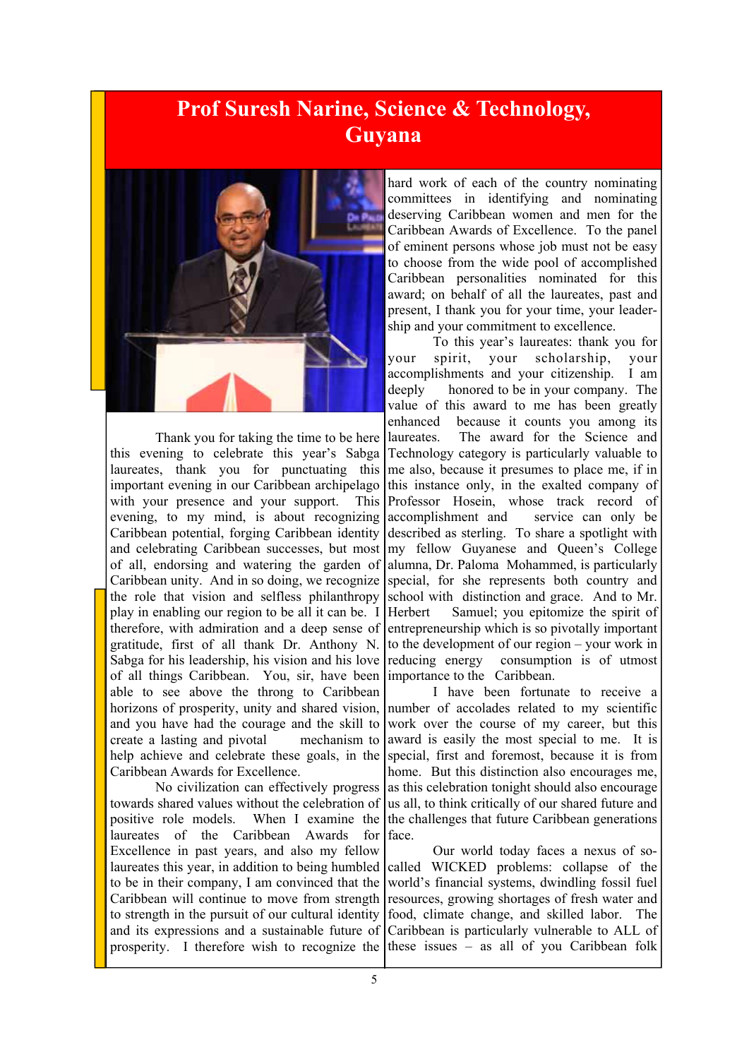# Prof Suresh Narine, Science & Technology, Guyana

Thank you for taking the time to be here this evening to celebrate this year's Sabga laureates, thank you for punctuating this important evening in our Caribbean archipelago with your presence and your support. This evening, to my mind, is about recognizing Caribbean potential, forging Caribbean identity and celebrating Caribbean successes, but most of all, endorsing and watering the garden of Caribbean unity. And in so doing, we recognize the role that vision and selfless philanthropy play in enabling our region to be all it can be. I therefore, with admiration and a deep sense of gratitude, first of all thank Dr. Anthony N. Sabga for his leadership, his vision and his love of all things Caribbean. You, sir, have been able to see above the throng to Caribbean horizons of prosperity, unity and shared vision, and you have had the courage and the skill to create a lasting and pivotal mechanism to help achieve and celebrate these goals, in the Caribbean Awards for Excellence.

No civilization can effectively progress towards shared values without the celebration of positive role models. When I examine the laureates of the Caribbean Awards for Excellence in past years, and also my fellow laureates this year, in addition to being humbled to be in their company, I am convinced that the Caribbean will continue to move from strength to strength in the pursuit of our cultural identity and its expressions and a sustainable future of prosperity. I therefore wish to recognize the hard work of each of the country nominating committees in identifying and nominating deserving Caribbean women and men for the Caribbean Awards of Excellence. To the panel of eminent persons whose job must not be easy to choose from the wide pool of accomplished Caribbean personalities nominated for this award; on behalf of all the laureates, past and present, I thank you for your time, your leadership and your commitment to excellence.

To this year's laureates: thank you for your spirit, your scholarship, your accomplishments and your citizenship. I am deeply honored to be in your company. The value of this award to me has been greatly enhanced because it counts you among its laureates. The award for the Science and Technology category is particularly valuable to me also, because it presumes to place me, if in this instance only, in the exalted company of Professor Hosein, whose track record of accomplishment and service can only be described as sterling. To share a spotlight with my fellow Guyanese and Queen's College alumna, Dr. Paloma Mohammed, is particularly special, for she represents both country and school with distinction and grace. And to Mr. Herbert Samuel; you epitomize the spirit of entrepreneurship which is so pivotally important to the development of our region – your work in reducing energy consumption is of utmost importance to the Caribbean.

I have been fortunate to receive a number of accolades related to my scientific work over the course of my career, but this award is easily the most special to me. It is special, first and foremost, because it is from home. But this distinction also encourages me, as this celebration tonight should also encourage us all, to think critically of our shared future and the challenges that future Caribbean generations face.

Our world today faces a nexus of so-called WICKED problems: collapse of the world's financial systems, dwindling fossil fuel resources, growing shortages of fresh water and food, climate change, and skilled labor. The Caribbean is particularly vulnerable to ALL of these issues – as all of you Caribbean folk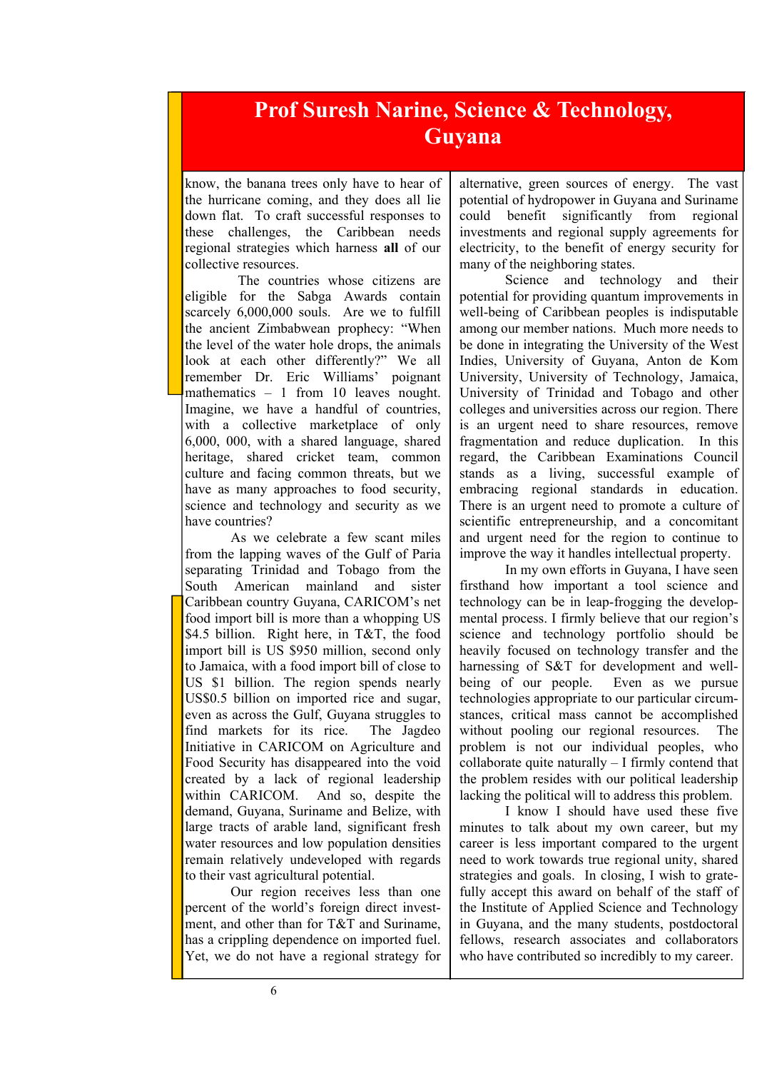# Prof Suresh Narine, Science & Technology, Guyana

know, the banana trees only have to hear of the hurricane coming, and they does all lie down flat. To craft successful responses to these challenges, the Caribbean needs regional strategies which harness **all** of our collective resources.

The countries whose citizens are eligible for the Sabga Awards contain scarcely 6,000,000 souls. Are we to fulfill the ancient Zimbabwean prophecy: "When the level of the water hole drops, the animals look at each other differently?" We all remember Dr. Eric Williams' poignant mathematics – 1 from 10 leaves nought. Imagine, we have a handful of countries, with a collective marketplace of only 6,000, 000, with a shared language, shared heritage, shared cricket team, common culture and facing common threats, but we have as many approaches to food security, science and technology and security as we have countries?

As we celebrate a few scant miles from the lapping waves of the Gulf of Paria separating Trinidad and Tobago from the South American mainland and sister Caribbean country Guyana, CARICOM's net food import bill is more than a whopping US $4.5 billion. Right here, in T&T, the food import bill is US $950 million, second only to Jamaica, with a food import bill of close to US $1 billion. The region spends nearly US$0.5 billion on imported rice and sugar, even as across the Gulf, Guyana struggles to find markets for its rice. The Jagdeo Initiative in CARICOM on Agriculture and Food Security has disappeared into the void created by a lack of regional leadership within CARICOM. And so, despite the demand, Guyana, Suriname and Belize, with large tracts of arable land, significant fresh water resources and low population densities remain relatively undeveloped with regards to their vast agricultural potential.

Our region receives less than one percent of the world's foreign direct investment, and other than for T&T and Suriname, has a crippling dependence on imported fuel. Yet, we do not have a regional strategy for alternative, green sources of energy. The vast potential of hydropower in Guyana and Suriname could benefit significantly from regional investments and regional supply agreements for electricity, to the benefit of energy security for many of the neighboring states.

Science and technology and their potential for providing quantum improvements in well-being of Caribbean peoples is indisputable among our member nations. Much more needs to be done in integrating the University of the West Indies, University of Guyana, Anton de Kom University, University of Technology, Jamaica, University of Trinidad and Tobago and other colleges and universities across our region. There is an urgent need to share resources, remove fragmentation and reduce duplication. In this regard, the Caribbean Examinations Council stands as a living, successful example of embracing regional standards in education. There is an urgent need to promote a culture of scientific entrepreneurship, and a concomitant and urgent need for the region to continue to improve the way it handles intellectual property.

In my own efforts in Guyana, I have seen firsthand how important a tool science and technology can be in leap-frogging the developmental process. I firmly believe that our region's science and technology portfolio should be heavily focused on technology transfer and the harnessing of S&T for development and well-being of our people. Even as we pursue technologies appropriate to our particular circumstances, critical mass cannot be accomplished without pooling our regional resources. The problem is not our individual peoples, who collaborate quite naturally – I firmly contend that the problem resides with our political leadership lacking the political will to address this problem.

I know I should have used these five minutes to talk about my own career, but my career is less important compared to the urgent need to work towards true regional unity, shared strategies and goals. In closing, I wish to gratefully accept this award on behalf of the staff of the Institute of Applied Science and Technology in Guyana, and the many students, postdoctoral fellows, research associates and collaborators who have contributed so incredibly to my career.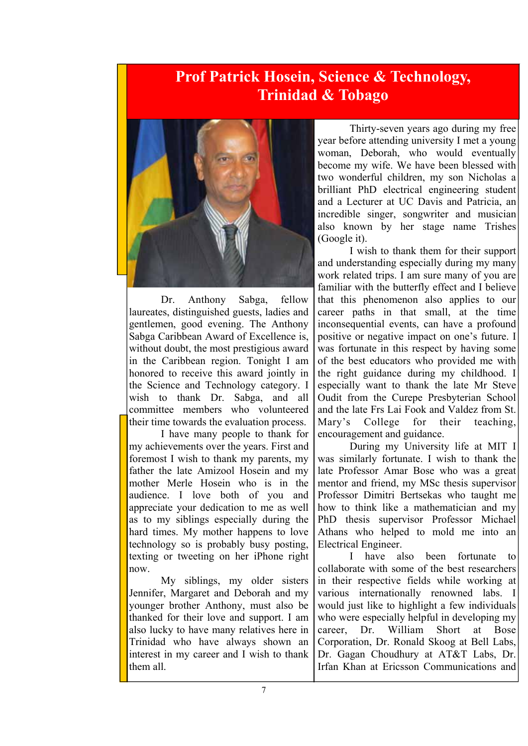# Prof Patrick Hosein, Science & Technology, Trinidad & Tobago

Dr. Anthony Sabga, fellow laureates, distinguished guests, ladies and gentlemen, good evening. The Anthony Sabga Caribbean Award of Excellence is, without doubt, the most prestigious award in the Caribbean region. Tonight I am honored to receive this award jointly in the Science and Technology category. I wish to thank Dr. Sabga, and all committee members who volunteered their time towards the evaluation process.

I have many people to thank for my achievements over the years. First and foremost I wish to thank my parents, my father the late Amizool Hosein and my mother Merle Hosein who is in the audience. I love both of you and appreciate your dedication to me as well as to my siblings especially during the hard times. My mother happens to love technology so is probably busy posting, texting or tweeting on her iPhone right now.

My siblings, my older sisters Jennifer, Margaret and Deborah and my younger brother Anthony, must also be thanked for their love and support. I am also lucky to have many relatives here in Trinidad who have always shown an interest in my career and I wish to thank them all.

Thirty-seven years ago during my free year before attending university I met a young woman, Deborah, who would eventually become my wife. We have been blessed with two wonderful children, my son Nicholas a brilliant PhD electrical engineering student and a Lecturer at UC Davis and Patricia, an incredible singer, songwriter and musician also known by her stage name Trishes (Google it).

I wish to thank them for their support and understanding especially during my many work related trips. I am sure many of you are familiar with the butterfly effect and I believe that this phenomenon also applies to our career paths in that small, at the time inconsequential events, can have a profound positive or negative impact on one's future. I was fortunate in this respect by having some of the best educators who provided me with the right guidance during my childhood. I especially want to thank the late Mr Steve Oudit from the Curepe Presbyterian School and the late Frs Lai Fook and Valdez from St. Mary's College for their teaching, encouragement and guidance.

During my University life at MIT I was similarly fortunate. I wish to thank the late Professor Amar Bose who was a great mentor and friend, my MSc thesis supervisor Professor Dimitri Bertsekas who taught me how to think like a mathematician and my PhD thesis supervisor Professor Michael Athans who helped to mold me into an Electrical Engineer.

I have also been fortunate to collaborate with some of the best researchers in their respective fields while working at various internationally renowned labs. I would just like to highlight a few individuals who were especially helpful in developing my career, Dr. William Short at Bose Corporation, Dr. Ronald Skoog at Bell Labs, Dr. Gagan Choudhury at AT&T Labs, Dr. Irfan Khan at Ericsson Communications and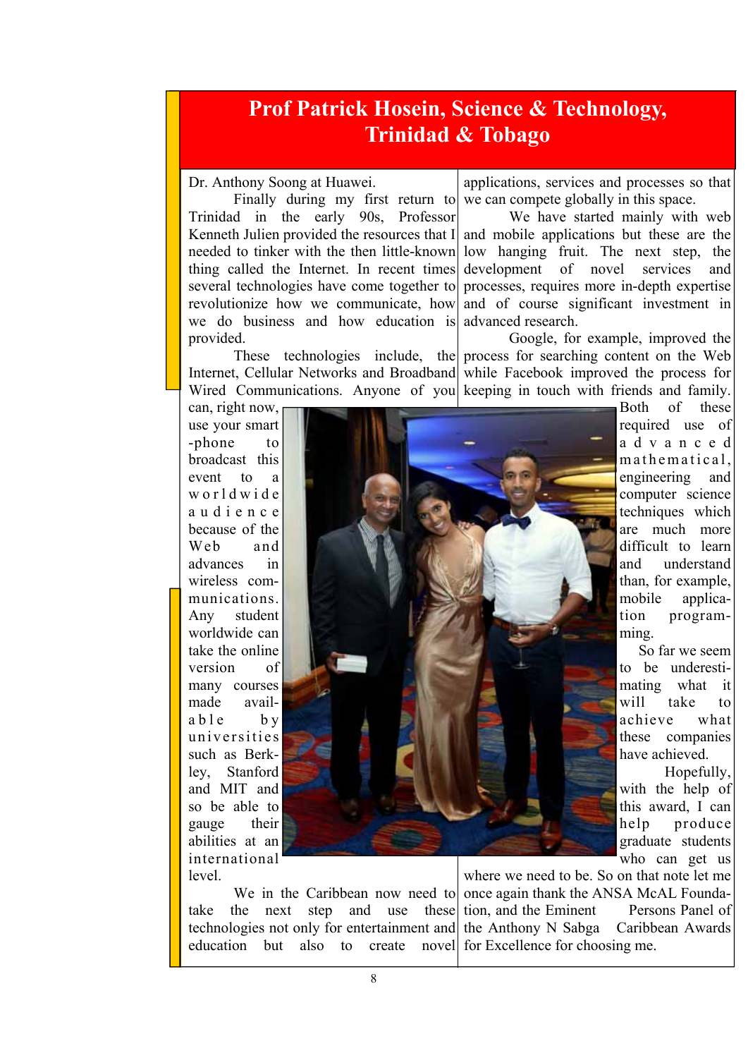# Prof Patrick Hosein, Science & Technology, Trinidad & Tobago

Dr. Anthony Soong at Huawei.

Finally during my first return to Trinidad in the early 90s, Professor Kenneth Julien provided the resources that I needed to tinker with the then little-known thing called the Internet. In recent times several technologies have come together to revolutionize how we communicate, how we do business and how education is provided.

These technologies include, the Internet, Cellular Networks and Broadband Wired Communications. Anyone of you can, right now, use your smart-phone to broadcast this event to a worldwide audience because of the Web and advances in wireless communications. Any student worldwide can take the online version of many courses made available by universities such as Berkley, Stanford and MIT and so be able to gauge their abilities at an international level.

We in the Caribbean now need to take the next step and use these technologies not only for entertainment and education but also to create novel applications, services and processes so that we can compete globally in this space.

We have started mainly with web and mobile applications but these are the low hanging fruit. The next step, the development of novel services and processes, requires more in-depth expertise and of course significant investment in advanced research.

Google, for example, improved the process for searching content on the Web while Facebook improved the process for keeping in touch with friends and family. Both of these required use of advanced mathematical, engineering and computer science techniques which are much more difficult to learn and understand than, for example, mobile application programming.

So far we seem to be underestimating what it will take to achieve what these companies have achieved.

Hopefully, with the help of this award, I can help produce graduate students who can get us where we need to be. So on that note let me once again thank the ANSA McAL Foundation, and the Eminent Persons Panel of the Anthony N Sabga Caribbean Awards for Excellence for choosing me.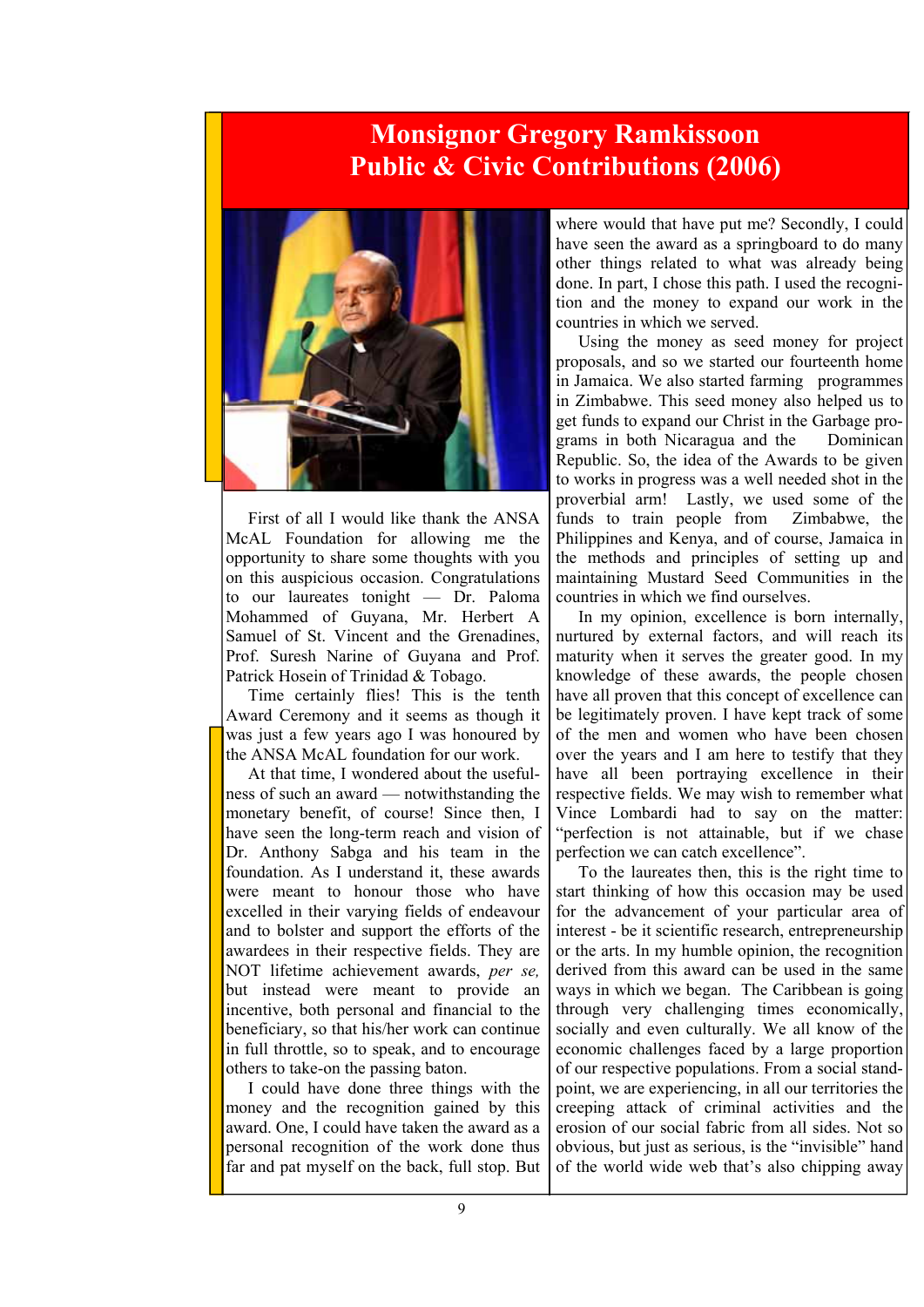# Monsignor Gregory Ramkissoon Public & Civic Contributions (2006)

First of all I would like thank the ANSA McAL Foundation for allowing me the opportunity to share some thoughts with you on this auspicious occasion. Congratulations to our laureates tonight — Dr. Paloma Mohammed of Guyana, Mr. Herbert A Samuel of St. Vincent and the Grenadines, Prof. Suresh Narine of Guyana and Prof. Patrick Hosein of Trinidad & Tobago.

Time certainly flies! This is the tenth Award Ceremony and it seems as though it was just a few years ago I was honoured by the ANSA McAL foundation for our work.

At that time, I wondered about the usefulness of such an award — notwithstanding the monetary benefit, of course! Since then, I have seen the long-term reach and vision of Dr. Anthony Sabga and his team in the foundation. As I understand it, these awards were meant to honour those who have excelled in their varying fields of endeavour and to bolster and support the efforts of the awardees in their respective fields. They are NOT lifetime achievement awards, *per se,* but instead were meant to provide an incentive, both personal and financial to the beneficiary, so that his/her work can continue in full throttle, so to speak, and to encourage others to take-on the passing baton.

I could have done three things with the money and the recognition gained by this award. One, I could have taken the award as a personal recognition of the work done thus far and pat myself on the back, full stop. But where would that have put me? Secondly, I could have seen the award as a springboard to do many other things related to what was already being done. In part, I chose this path. I used the recognition and the money to expand our work in the countries in which we served.

Using the money as seed money for project proposals, and so we started our fourteenth home in Jamaica. We also started farming programmes in Zimbabwe. This seed money also helped us to get funds to expand our Christ in the Garbage programs in both Nicaragua and the Dominican Republic. So, the idea of the Awards to be given to works in progress was a well needed shot in the proverbial arm! Lastly, we used some of the funds to train people from Zimbabwe, the Philippines and Kenya, and of course, Jamaica in the methods and principles of setting up and maintaining Mustard Seed Communities in the countries in which we find ourselves.

In my opinion, excellence is born internally, nurtured by external factors, and will reach its maturity when it serves the greater good. In my knowledge of these awards, the people chosen have all proven that this concept of excellence can be legitimately proven. I have kept track of some of the men and women who have been chosen over the years and I am here to testify that they have all been portraying excellence in their respective fields. We may wish to remember what Vince Lombardi had to say on the matter: "perfection is not attainable, but if we chase perfection we can catch excellence".

To the laureates then, this is the right time to start thinking of how this occasion may be used for the advancement of your particular area of interest - be it scientific research, entrepreneurship or the arts. In my humble opinion, the recognition derived from this award can be used in the same ways in which we began. The Caribbean is going through very challenging times economically, socially and even culturally. We all know of the economic challenges faced by a large proportion of our respective populations. From a social standpoint, we are experiencing, in all our territories the creeping attack of criminal activities and the erosion of our social fabric from all sides. Not so obvious, but just as serious, is the "invisible" hand of the world wide web that's also chipping away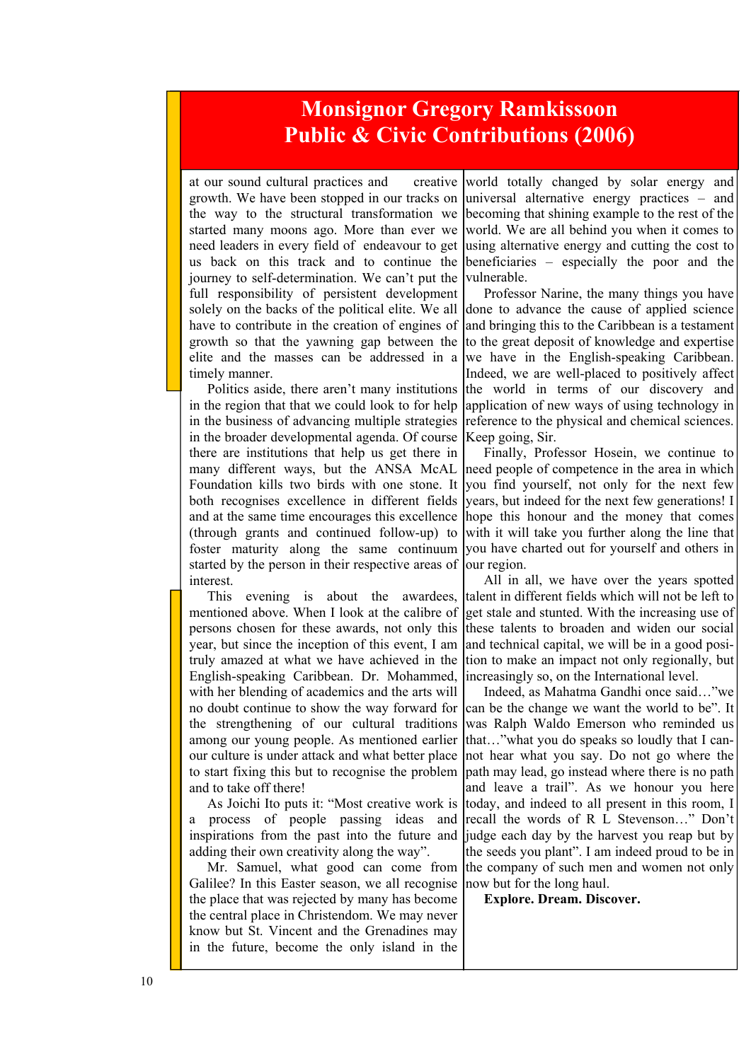# Monsignor Gregory Ramkissoon
# Public & Civic Contributions (2006)

at our sound cultural practices and creative growth. We have been stopped in our tracks on the way to the structural transformation we started many moons ago. More than ever we need leaders in every field of endeavour to get us back on this track and to continue the journey to self-determination. We can't put the full responsibility of persistent development solely on the backs of the political elite. We all have to contribute in the creation of engines of growth so that the yawning gap between the elite and the masses can be addressed in a timely manner.

Politics aside, there aren't many institutions in the region that that we could look to for help in the business of advancing multiple strategies in the broader developmental agenda. Of course there are institutions that help us get there in many different ways, but the ANSA McAL Foundation kills two birds with one stone. It both recognises excellence in different fields and at the same time encourages this excellence (through grants and continued follow-up) to foster maturity along the same continuum started by the person in their respective areas of interest.

This evening is about the awardees, mentioned above. When I look at the calibre of persons chosen for these awards, not only this year, but since the inception of this event, I am truly amazed at what we have achieved in the English-speaking Caribbean. Dr. Mohammed, with her blending of academics and the arts will no doubt continue to show the way forward for the strengthening of our cultural traditions among our young people. As mentioned earlier our culture is under attack and what better place to start fixing this but to recognise the problem and to take off there!

As Joichi Ito puts it: "Most creative work is a process of people passing ideas and inspirations from the past into the future and adding their own creativity along the way".

Mr. Samuel, what good can come from Galilee? In this Easter season, we all recognise the place that was rejected by many has become the central place in Christendom. We may never know but St. Vincent and the Grenadines may in the future, become the only island in the world totally changed by solar energy and universal alternative energy practices – and becoming that shining example to the rest of the world. We are all behind you when it comes to using alternative energy and cutting the cost to beneficiaries – especially the poor and the vulnerable.

Professor Narine, the many things you have done to advance the cause of applied science and bringing this to the Caribbean is a testament to the great deposit of knowledge and expertise we have in the English-speaking Caribbean. Indeed, we are well-placed to positively affect the world in terms of our discovery and application of new ways of using technology in reference to the physical and chemical sciences. Keep going, Sir.

Finally, Professor Hosein, we continue to need people of competence in the area in which you find yourself, not only for the next few years, but indeed for the next few generations! I hope this honour and the money that comes with it will take you further along the line that you have charted out for yourself and others in our region.

All in all, we have over the years spotted talent in different fields which will not be left to get stale and stunted. With the increasing use of these talents to broaden and widen our social and technical capital, we will be in a good position to make an impact not only regionally, but increasingly so, on the International level.

Indeed, as Mahatma Gandhi once said…"we can be the change we want the world to be". It was Ralph Waldo Emerson who reminded us that…"what you do speaks so loudly that I cannot hear what you say. Do not go where the path may lead, go instead where there is no path and leave a trail". As we honour you here today, and indeed to all present in this room, I recall the words of R L Stevenson…" Don't judge each day by the harvest you reap but by the seeds you plant". I am indeed proud to be in the company of such men and women not only now but for the long haul.

**Explore. Dream. Discover.**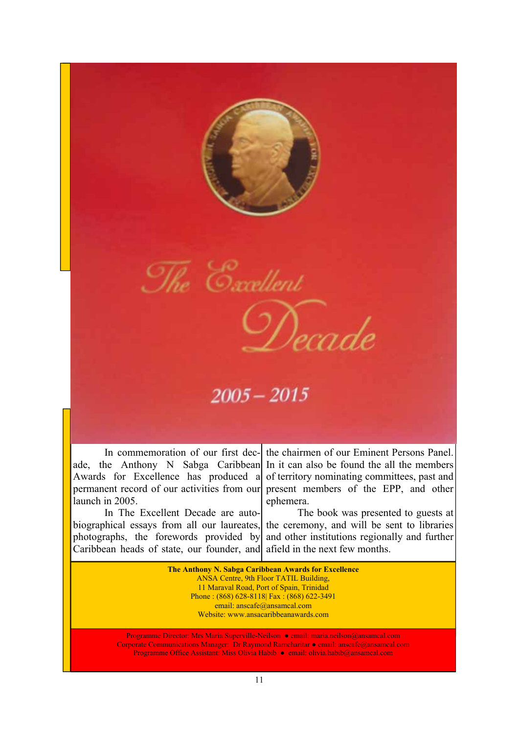The Excellent Decade

2005 – 2015

In commemoration of our first decade, the Anthony N Sabga Caribbean Awards for Excellence has produced a permanent record of our activities from our launch in 2005.

In The Excellent Decade are autobiographical essays from all our laureates, photographs, the forewords provided by Caribbean heads of state, our founder, and the chairmen of our Eminent Persons Panel. In it can also be found the all the members of territory nominating committees, past and present members of the EPP, and other ephemera.

The book was presented to guests at the ceremony, and will be sent to libraries and other institutions regionally and further afield in the next few months.

**The Anthony N. Sabga Caribbean Awards for Excellence**
ANSA Centre, 9th Floor TATIL Building,
11 Maraval Road, Port of Spain, Trinidad
Phone : (868) 628-8118| Fax : (868) 622-3491
email: anscafe@ansamcal.com
Website: www.ansacaribbeanawards.com

Programme Director: Mrs Maria Superville-Neilson ● email: maria.neilson@ansamcal.com
Corporate Communications Manager: Dr Raymond Ramcharitar ● email: anscafe@ansamcal.com
Programme Office Assistant: Miss Olivia Habib ● email: olivia.habib@ansamcal.com